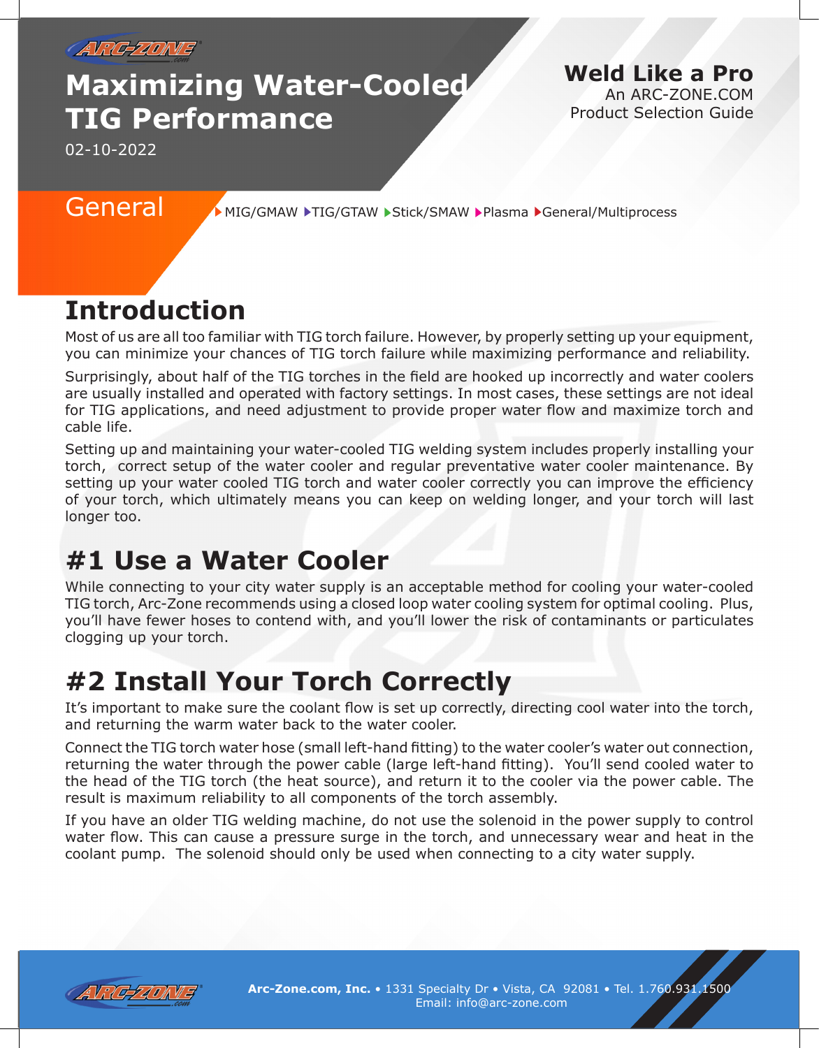# Maximizing Water-Cooled TIG Performance

02-10-2022

**Weld Like a Pro**
An ARC-ZONE.COM
Product Selection Guide

General

MIG/GMAW ▸TIG/GTAW ▸Stick/SMAW ▸Plasma ▸General/Multiprocess

## Introduction

Most of us are all too familiar with TIG torch failure. However, by properly setting up your equipment, you can minimize your chances of TIG torch failure while maximizing performance and reliability.

Surprisingly, about half of the TIG torches in the field are hooked up incorrectly and water coolers are usually installed and operated with factory settings. In most cases, these settings are not ideal for TIG applications, and need adjustment to provide proper water flow and maximize torch and cable life.

Setting up and maintaining your water-cooled TIG welding system includes properly installing your torch, correct setup of the water cooler and regular preventative water cooler maintenance. By setting up your water cooled TIG torch and water cooler correctly you can improve the efficiency of your torch, which ultimately means you can keep on welding longer, and your torch will last longer too.

## #1 Use a Water Cooler

While connecting to your city water supply is an acceptable method for cooling your water-cooled TIG torch, Arc-Zone recommends using a closed loop water cooling system for optimal cooling. Plus, you'll have fewer hoses to contend with, and you'll lower the risk of contaminants or particulates clogging up your torch.

## #2 Install Your Torch Correctly

It's important to make sure the coolant flow is set up correctly, directing cool water into the torch, and returning the warm water back to the water cooler.

Connect the TIG torch water hose (small left-hand fitting) to the water cooler's water out connection, returning the water through the power cable (large left-hand fitting). You'll send cooled water to the head of the TIG torch (the heat source), and return it to the cooler via the power cable. The result is maximum reliability to all components of the torch assembly.

If you have an older TIG welding machine, do not use the solenoid in the power supply to control water flow. This can cause a pressure surge in the torch, and unnecessary wear and heat in the coolant pump. The solenoid should only be used when connecting to a city water supply.

**Arc-Zone.com, Inc.** • 1331 Specialty Dr • Vista, CA 92081 • Tel. 1.760.931.1500
Email: info@arc-zone.com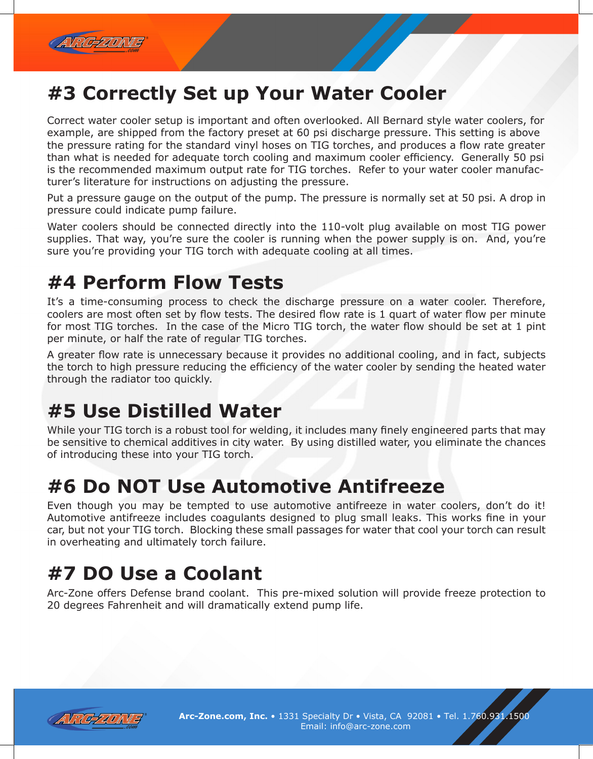# #3 Correctly Set up Your Water Cooler

Correct water cooler setup is important and often overlooked. All Bernard style water coolers, for example, are shipped from the factory preset at 60 psi discharge pressure. This setting is above the pressure rating for the standard vinyl hoses on TIG torches, and produces a flow rate greater than what is needed for adequate torch cooling and maximum cooler efficiency. Generally 50 psi is the recommended maximum output rate for TIG torches. Refer to your water cooler manufacturer's literature for instructions on adjusting the pressure.

Put a pressure gauge on the output of the pump. The pressure is normally set at 50 psi. A drop in pressure could indicate pump failure.

Water coolers should be connected directly into the 110-volt plug available on most TIG power supplies. That way, you're sure the cooler is running when the power supply is on. And, you're sure you're providing your TIG torch with adequate cooling at all times.

# #4 Perform Flow Tests

It's a time-consuming process to check the discharge pressure on a water cooler. Therefore, coolers are most often set by flow tests. The desired flow rate is 1 quart of water flow per minute for most TIG torches. In the case of the Micro TIG torch, the water flow should be set at 1 pint per minute, or half the rate of regular TIG torches.

A greater flow rate is unnecessary because it provides no additional cooling, and in fact, subjects the torch to high pressure reducing the efficiency of the water cooler by sending the heated water through the radiator too quickly.

# #5 Use Distilled Water

While your TIG torch is a robust tool for welding, it includes many finely engineered parts that may be sensitive to chemical additives in city water. By using distilled water, you eliminate the chances of introducing these into your TIG torch.

# #6 Do NOT Use Automotive Antifreeze

Even though you may be tempted to use automotive antifreeze in water coolers, don't do it! Automotive antifreeze includes coagulants designed to plug small leaks. This works fine in your car, but not your TIG torch. Blocking these small passages for water that cool your torch can result in overheating and ultimately torch failure.

# #7 DO Use a Coolant

Arc-Zone offers Defense brand coolant. This pre-mixed solution will provide freeze protection to 20 degrees Fahrenheit and will dramatically extend pump life.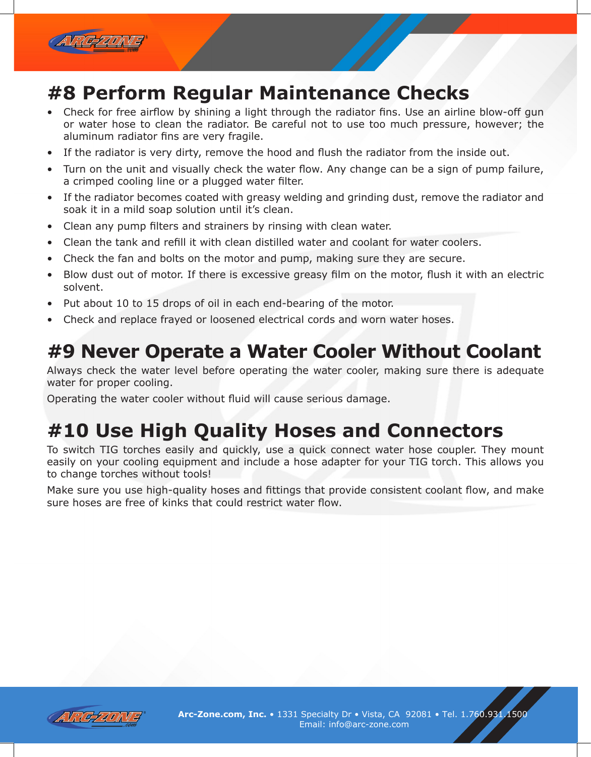# #8 Perform Regular Maintenance Checks

- Check for free airflow by shining a light through the radiator fins. Use an airline blow-off gun or water hose to clean the radiator. Be careful not to use too much pressure, however; the aluminum radiator fins are very fragile.
- If the radiator is very dirty, remove the hood and flush the radiator from the inside out.
- Turn on the unit and visually check the water flow. Any change can be a sign of pump failure, a crimped cooling line or a plugged water filter.
- If the radiator becomes coated with greasy welding and grinding dust, remove the radiator and soak it in a mild soap solution until it's clean.
- Clean any pump filters and strainers by rinsing with clean water.
- Clean the tank and refill it with clean distilled water and coolant for water coolers.
- Check the fan and bolts on the motor and pump, making sure they are secure.
- Blow dust out of motor. If there is excessive greasy film on the motor, flush it with an electric solvent.
- Put about 10 to 15 drops of oil in each end-bearing of the motor.
- Check and replace frayed or loosened electrical cords and worn water hoses.

# #9 Never Operate a Water Cooler Without Coolant

Always check the water level before operating the water cooler, making sure there is adequate water for proper cooling.

Operating the water cooler without fluid will cause serious damage.

# #10 Use High Quality Hoses and Connectors

To switch TIG torches easily and quickly, use a quick connect water hose coupler. They mount easily on your cooling equipment and include a hose adapter for your TIG torch. This allows you to change torches without tools!

Make sure you use high-quality hoses and fittings that provide consistent coolant flow, and make sure hoses are free of kinks that could restrict water flow.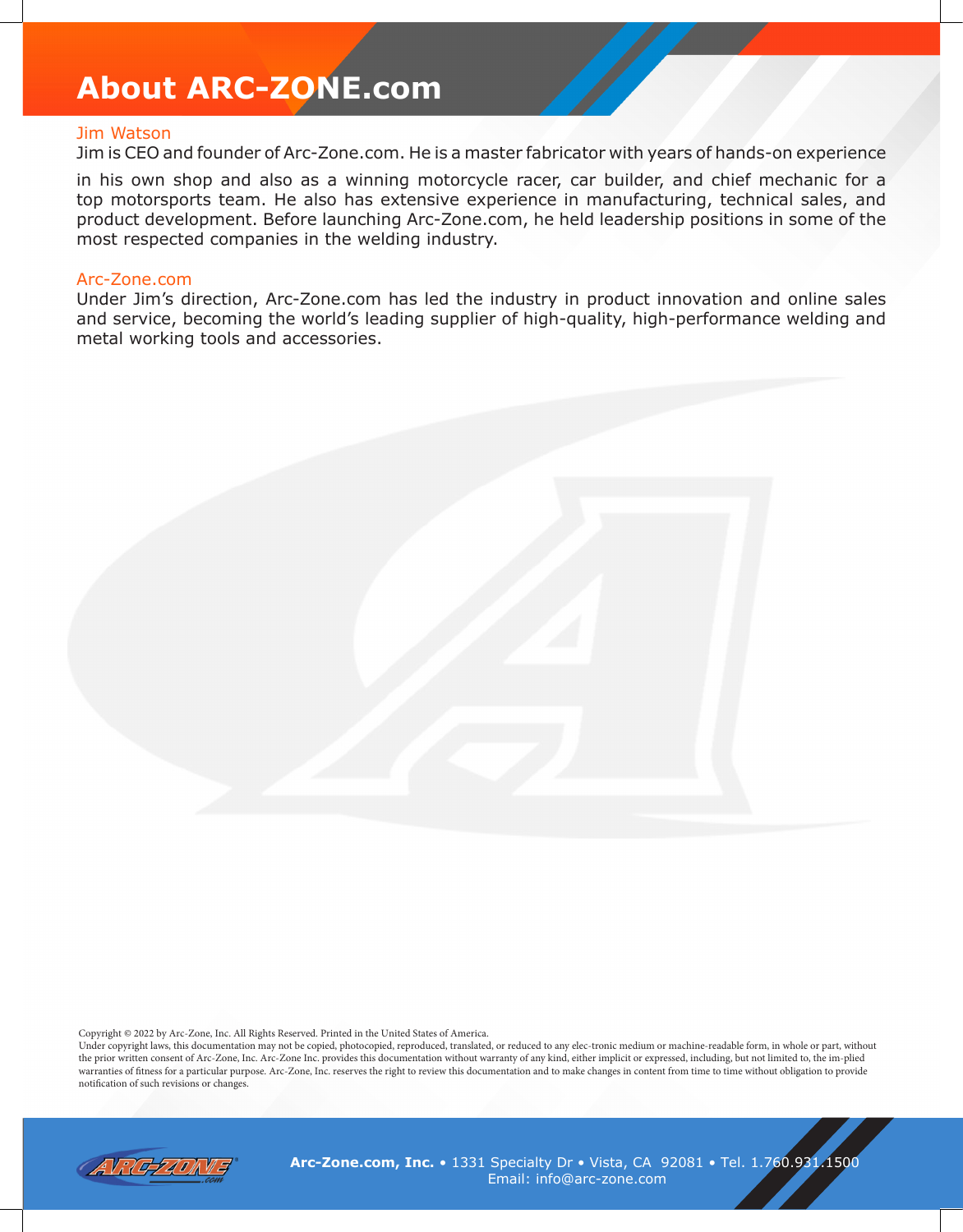# About ARC-ZONE.com

## Jim Watson

Jim is CEO and founder of Arc-Zone.com. He is a master fabricator with years of hands-on experience in his own shop and also as a winning motorcycle racer, car builder, and chief mechanic for a top motorsports team. He also has extensive experience in manufacturing, technical sales, and product development. Before launching Arc-Zone.com, he held leadership positions in some of the most respected companies in the welding industry.

## Arc-Zone.com

Under Jim's direction, Arc-Zone.com has led the industry in product innovation and online sales and service, becoming the world's leading supplier of high-quality, high-performance welding and metal working tools and accessories.

Copyright © 2022 by Arc-Zone, Inc. All Rights Reserved. Printed in the United States of America.
Under copyright laws, this documentation may not be copied, photocopied, reproduced, translated, or reduced to any elec-tronic medium or machine-readable form, in whole or part, without the prior written consent of Arc-Zone, Inc. Arc-Zone Inc. provides this documentation without warranty of any kind, either implicit or expressed, including, but not limited to, the im-plied warranties of fitness for a particular purpose. Arc-Zone, Inc. reserves the right to review this documentation and to make changes in content from time to time without obligation to provide notification of such revisions or changes.

**Arc-Zone.com, Inc.** • 1331 Specialty Dr • Vista, CA 92081 • Tel. 1.760.931.1500
Email: info@arc-zone.com